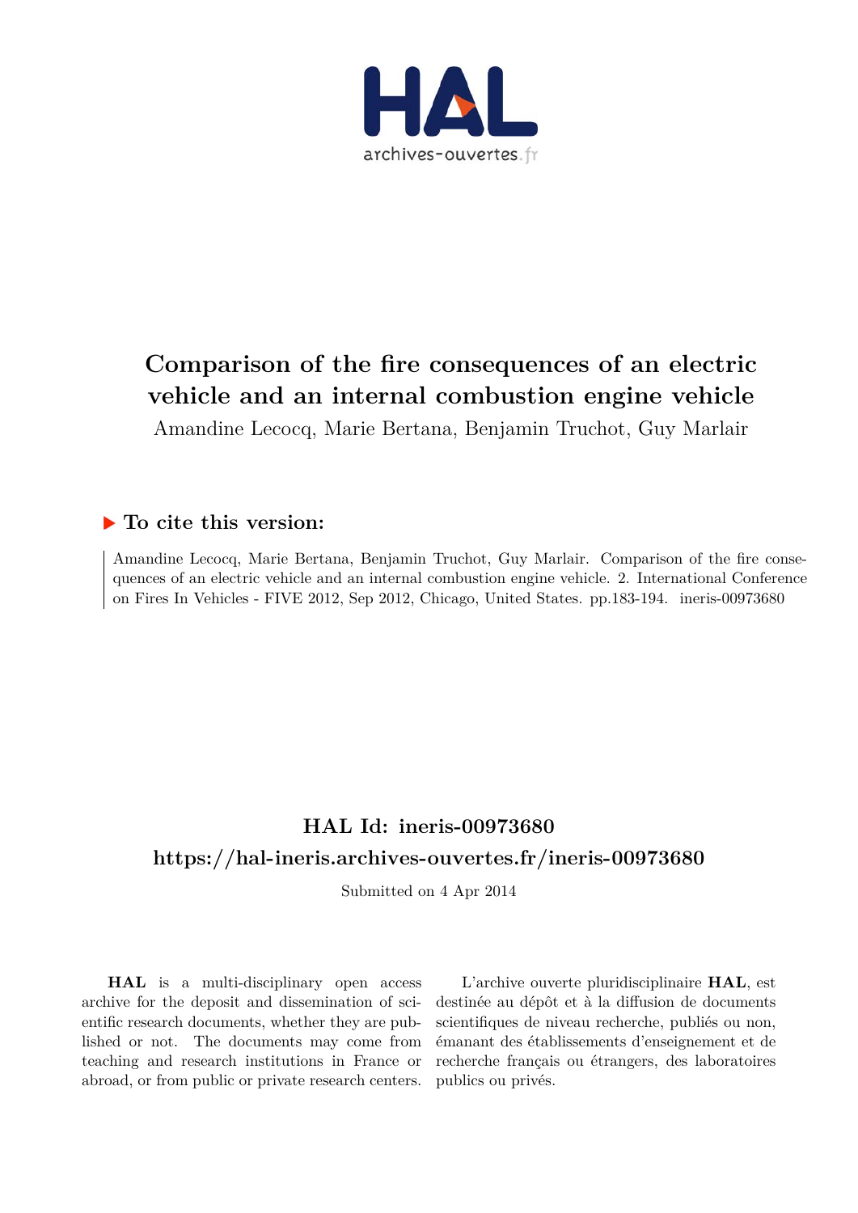# Comparison of the fire consequences of an electric vehicle and an internal combustion engine vehicle

Amandine Lecocq, Marie Bertana, Benjamin Truchot, Guy Marlair

## ▶ To cite this version:

Amandine Lecocq, Marie Bertana, Benjamin Truchot, Guy Marlair. Comparison of the fire consequences of an electric vehicle and an internal combustion engine vehicle. 2. International Conference on Fires In Vehicles - FIVE 2012, Sep 2012, Chicago, United States. pp.183-194. ineris-00973680

## HAL Id: ineris-00973680

## https://hal-ineris.archives-ouvertes.fr/ineris-00973680

Submitted on 4 Apr 2014

**HAL** is a multi-disciplinary open access archive for the deposit and dissemination of scientific research documents, whether they are published or not. The documents may come from teaching and research institutions in France or abroad, or from public or private research centers.

L'archive ouverte pluridisciplinaire **HAL**, est destinée au dépôt et à la diffusion de documents scientifiques de niveau recherche, publiés ou non, émanant des établissements d'enseignement et de recherche français ou étrangers, des laboratoires publics ou privés.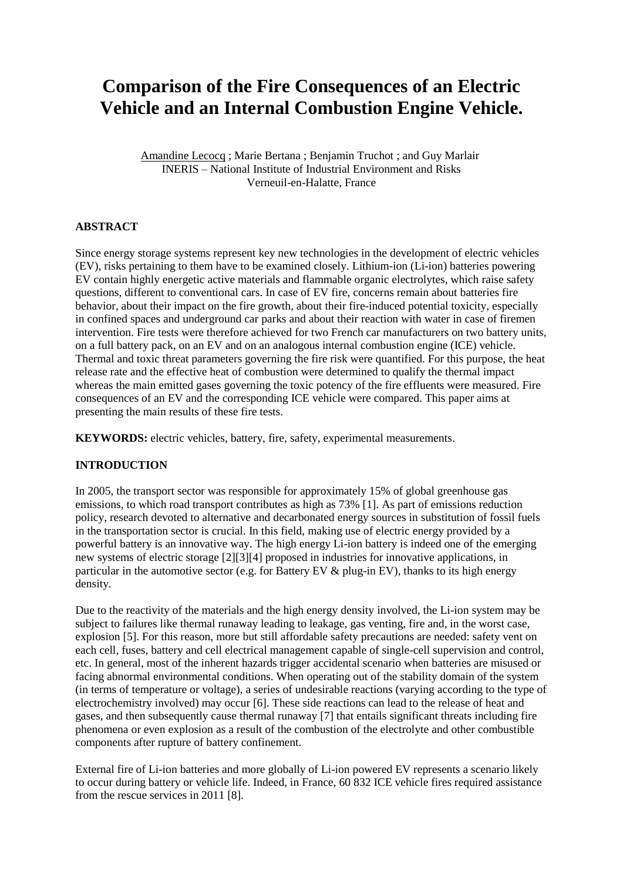# Comparison of the Fire Consequences of an Electric Vehicle and an Internal Combustion Engine Vehicle.

Amandine Lecocq ; Marie Bertana ; Benjamin Truchot ; and Guy Marlair
INERIS – National Institute of Industrial Environment and Risks
Verneuil-en-Halatte, France

## ABSTRACT

Since energy storage systems represent key new technologies in the development of electric vehicles (EV), risks pertaining to them have to be examined closely. Lithium-ion (Li-ion) batteries powering EV contain highly energetic active materials and flammable organic electrolytes, which raise safety questions, different to conventional cars. In case of EV fire, concerns remain about batteries fire behavior, about their impact on the fire growth, about their fire-induced potential toxicity, especially in confined spaces and underground car parks and about their reaction with water in case of firemen intervention. Fire tests were therefore achieved for two French car manufacturers on two battery units, on a full battery pack, on an EV and on an analogous internal combustion engine (ICE) vehicle. Thermal and toxic threat parameters governing the fire risk were quantified. For this purpose, the heat release rate and the effective heat of combustion were determined to qualify the thermal impact whereas the main emitted gases governing the toxic potency of the fire effluents were measured. Fire consequences of an EV and the corresponding ICE vehicle were compared. This paper aims at presenting the main results of these fire tests.

**KEYWORDS:** electric vehicles, battery, fire, safety, experimental measurements.

## INTRODUCTION

In 2005, the transport sector was responsible for approximately 15% of global greenhouse gas emissions, to which road transport contributes as high as 73% [1]. As part of emissions reduction policy, research devoted to alternative and decarbonated energy sources in substitution of fossil fuels in the transportation sector is crucial. In this field, making use of electric energy provided by a powerful battery is an innovative way. The high energy Li-ion battery is indeed one of the emerging new systems of electric storage [2][3][4] proposed in industries for innovative applications, in particular in the automotive sector (e.g. for Battery EV & plug-in EV), thanks to its high energy density.

Due to the reactivity of the materials and the high energy density involved, the Li-ion system may be subject to failures like thermal runaway leading to leakage, gas venting, fire and, in the worst case, explosion [5]. For this reason, more but still affordable safety precautions are needed: safety vent on each cell, fuses, battery and cell electrical management capable of single-cell supervision and control, etc. In general, most of the inherent hazards trigger accidental scenario when batteries are misused or facing abnormal environmental conditions. When operating out of the stability domain of the system (in terms of temperature or voltage), a series of undesirable reactions (varying according to the type of electrochemistry involved) may occur [6]. These side reactions can lead to the release of heat and gases, and then subsequently cause thermal runaway [7] that entails significant threats including fire phenomena or even explosion as a result of the combustion of the electrolyte and other combustible components after rupture of battery confinement.

External fire of Li-ion batteries and more globally of Li-ion powered EV represents a scenario likely to occur during battery or vehicle life. Indeed, in France, 60 832 ICE vehicle fires required assistance from the rescue services in 2011 [8].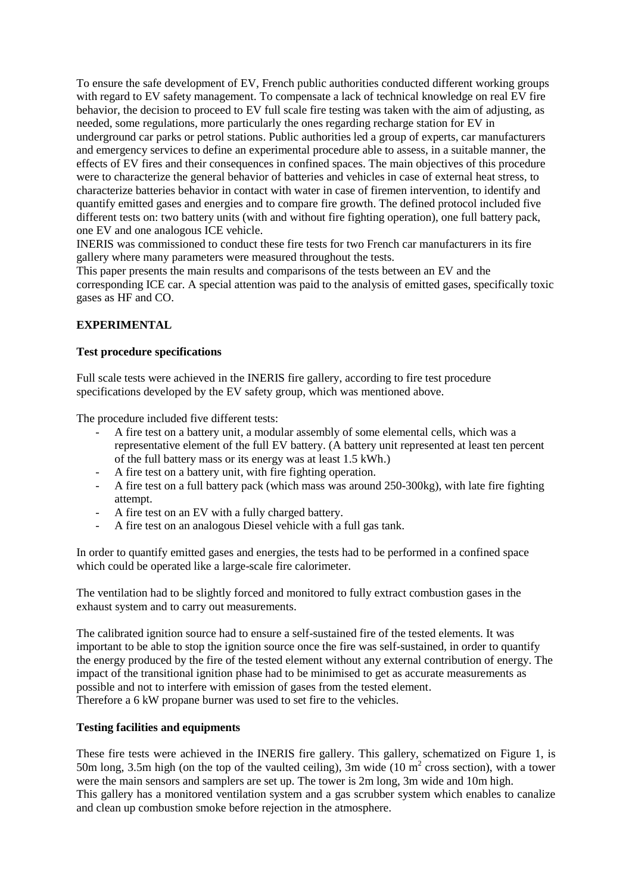To ensure the safe development of EV, French public authorities conducted different working groups with regard to EV safety management. To compensate a lack of technical knowledge on real EV fire behavior, the decision to proceed to EV full scale fire testing was taken with the aim of adjusting, as needed, some regulations, more particularly the ones regarding recharge station for EV in underground car parks or petrol stations. Public authorities led a group of experts, car manufacturers and emergency services to define an experimental procedure able to assess, in a suitable manner, the effects of EV fires and their consequences in confined spaces. The main objectives of this procedure were to characterize the general behavior of batteries and vehicles in case of external heat stress, to characterize batteries behavior in contact with water in case of firemen intervention, to identify and quantify emitted gases and energies and to compare fire growth. The defined protocol included five different tests on: two battery units (with and without fire fighting operation), one full battery pack, one EV and one analogous ICE vehicle.

INERIS was commissioned to conduct these fire tests for two French car manufacturers in its fire gallery where many parameters were measured throughout the tests.

This paper presents the main results and comparisons of the tests between an EV and the corresponding ICE car. A special attention was paid to the analysis of emitted gases, specifically toxic gases as HF and CO.

## EXPERIMENTAL

### Test procedure specifications

Full scale tests were achieved in the INERIS fire gallery, according to fire test procedure specifications developed by the EV safety group, which was mentioned above.

The procedure included five different tests:

- A fire test on a battery unit, a modular assembly of some elemental cells, which was a representative element of the full EV battery. (A battery unit represented at least ten percent of the full battery mass or its energy was at least 1.5 kWh.)
- A fire test on a battery unit, with fire fighting operation.
- A fire test on a full battery pack (which mass was around 250-300kg), with late fire fighting attempt.
- A fire test on an EV with a fully charged battery.
- A fire test on an analogous Diesel vehicle with a full gas tank.

In order to quantify emitted gases and energies, the tests had to be performed in a confined space which could be operated like a large-scale fire calorimeter.

The ventilation had to be slightly forced and monitored to fully extract combustion gases in the exhaust system and to carry out measurements.

The calibrated ignition source had to ensure a self-sustained fire of the tested elements. It was important to be able to stop the ignition source once the fire was self-sustained, in order to quantify the energy produced by the fire of the tested element without any external contribution of energy. The impact of the transitional ignition phase had to be minimised to get as accurate measurements as possible and not to interfere with emission of gases from the tested element.

Therefore a 6 kW propane burner was used to set fire to the vehicles.

### Testing facilities and equipments

These fire tests were achieved in the INERIS fire gallery. This gallery, schematized on Figure 1, is 50m long, 3.5m high (on the top of the vaulted ceiling), 3m wide (10 $m^2$ cross section), with a tower were the main sensors and samplers are set up. The tower is 2m long, 3m wide and 10m high.

This gallery has a monitored ventilation system and a gas scrubber system which enables to canalize and clean up combustion smoke before rejection in the atmosphere.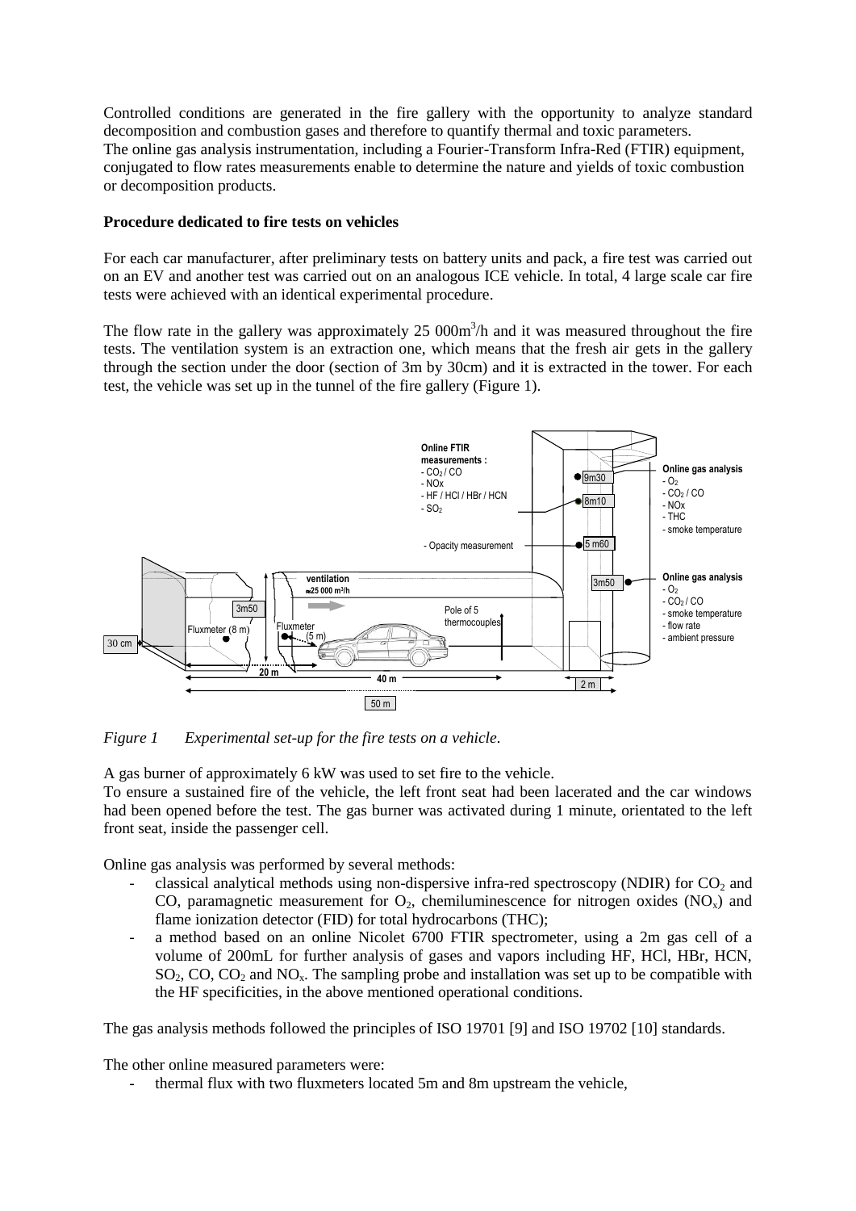Controlled conditions are generated in the fire gallery with the opportunity to analyze standard decomposition and combustion gases and therefore to quantify thermal and toxic parameters.
The online gas analysis instrumentation, including a Fourier-Transform Infra-Red (FTIR) equipment, conjugated to flow rates measurements enable to determine the nature and yields of toxic combustion or decomposition products.

**Procedure dedicated to fire tests on vehicles**

For each car manufacturer, after preliminary tests on battery units and pack, a fire test was carried out on an EV and another test was carried out on an analogous ICE vehicle. In total, 4 large scale car fire tests were achieved with an identical experimental procedure.

The flow rate in the gallery was approximately 25 000$m^3$/h and it was measured throughout the fire tests. The ventilation system is an extraction one, which means that the fresh air gets in the gallery through the section under the door (section of 3m by 30cm) and it is extracted in the tower. For each test, the vehicle was set up in the tunnel of the fire gallery (Figure 1).

*Figure 1 Experimental set-up for the fire tests on a vehicle.*

A gas burner of approximately 6 kW was used to set fire to the vehicle.
To ensure a sustained fire of the vehicle, the left front seat had been lacerated and the car windows had been opened before the test. The gas burner was activated during 1 minute, orientated to the left front seat, inside the passenger cell.

Online gas analysis was performed by several methods:

- classical analytical methods using non-dispersive infra-red spectroscopy (NDIR) for $CO_2$ and CO, paramagnetic measurement for $O_2$, chemiluminescence for nitrogen oxides ($NO_x$) and flame ionization detector (FID) for total hydrocarbons (THC);
- a method based on an online Nicolet 6700 FTIR spectrometer, using a 2m gas cell of a volume of 200mL for further analysis of gases and vapors including HF, HCl, HBr, HCN, $SO_2$, CO, $CO_2$ and $NO_x$. The sampling probe and installation was set up to be compatible with the HF specificities, in the above mentioned operational conditions.

The gas analysis methods followed the principles of ISO 19701 [9] and ISO 19702 [10] standards.

The other online measured parameters were:

- thermal flux with two fluxmeters located 5m and 8m upstream the vehicle,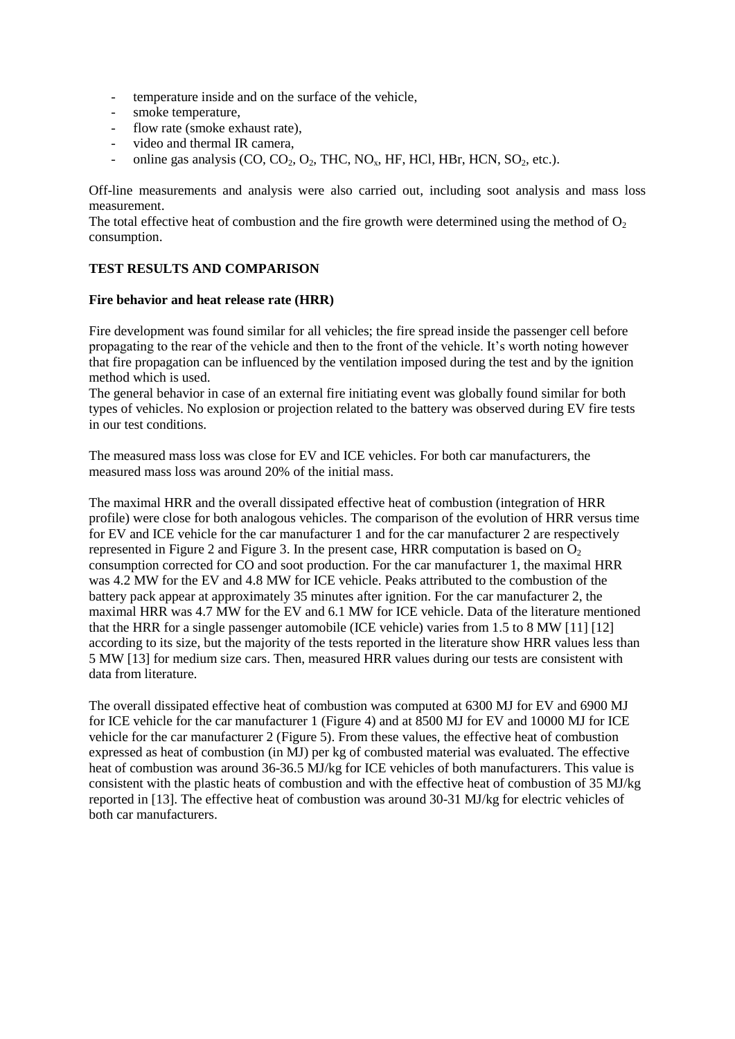- temperature inside and on the surface of the vehicle,
- smoke temperature,
- flow rate (smoke exhaust rate),
- video and thermal IR camera,
- online gas analysis ($CO$, $CO_2$, $O_2$, THC, $NO_x$, HF, HCl, HBr, HCN, $SO_2$, etc.).

Off-line measurements and analysis were also carried out, including soot analysis and mass loss measurement.
The total effective heat of combustion and the fire growth were determined using the method of $O_2$ consumption.

## TEST RESULTS AND COMPARISON

### Fire behavior and heat release rate (HRR)

Fire development was found similar for all vehicles; the fire spread inside the passenger cell before propagating to the rear of the vehicle and then to the front of the vehicle. It's worth noting however that fire propagation can be influenced by the ventilation imposed during the test and by the ignition method which is used.
The general behavior in case of an external fire initiating event was globally found similar for both types of vehicles. No explosion or projection related to the battery was observed during EV fire tests in our test conditions.

The measured mass loss was close for EV and ICE vehicles. For both car manufacturers, the measured mass loss was around 20% of the initial mass.

The maximal HRR and the overall dissipated effective heat of combustion (integration of HRR profile) were close for both analogous vehicles. The comparison of the evolution of HRR versus time for EV and ICE vehicle for the car manufacturer 1 and for the car manufacturer 2 are respectively represented in Figure 2 and Figure 3. In the present case, HRR computation is based on $O_2$ consumption corrected for CO and soot production. For the car manufacturer 1, the maximal HRR was 4.2 MW for the EV and 4.8 MW for ICE vehicle. Peaks attributed to the combustion of the battery pack appear at approximately 35 minutes after ignition. For the car manufacturer 2, the maximal HRR was 4.7 MW for the EV and 6.1 MW for ICE vehicle. Data of the literature mentioned that the HRR for a single passenger automobile (ICE vehicle) varies from 1.5 to 8 MW [11] [12] according to its size, but the majority of the tests reported in the literature show HRR values less than 5 MW [13] for medium size cars. Then, measured HRR values during our tests are consistent with data from literature.

The overall dissipated effective heat of combustion was computed at 6300 MJ for EV and 6900 MJ for ICE vehicle for the car manufacturer 1 (Figure 4) and at 8500 MJ for EV and 10000 MJ for ICE vehicle for the car manufacturer 2 (Figure 5). From these values, the effective heat of combustion expressed as heat of combustion (in MJ) per kg of combusted material was evaluated. The effective heat of combustion was around 36-36.5 MJ/kg for ICE vehicles of both manufacturers. This value is consistent with the plastic heats of combustion and with the effective heat of combustion of 35 MJ/kg reported in [13]. The effective heat of combustion was around 30-31 MJ/kg for electric vehicles of both car manufacturers.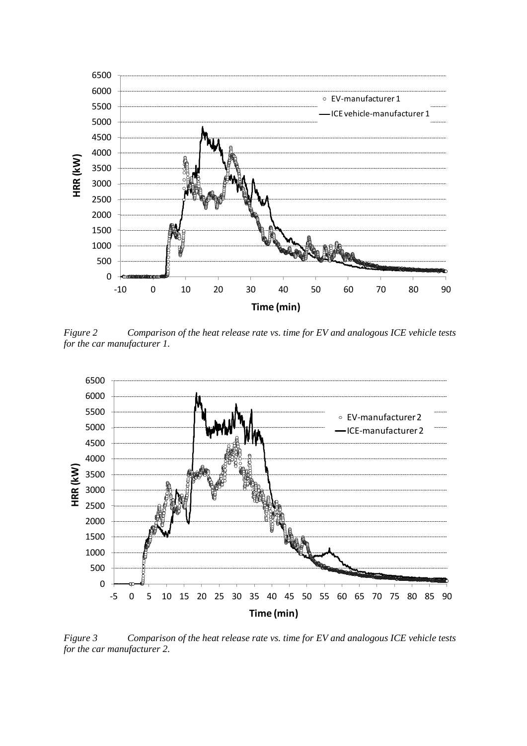*Figure 2 Comparison of the heat release rate vs. time for EV and analogous ICE vehicle tests for the car manufacturer 1.*

*Figure 3 Comparison of the heat release rate vs. time for EV and analogous ICE vehicle tests for the car manufacturer 2.*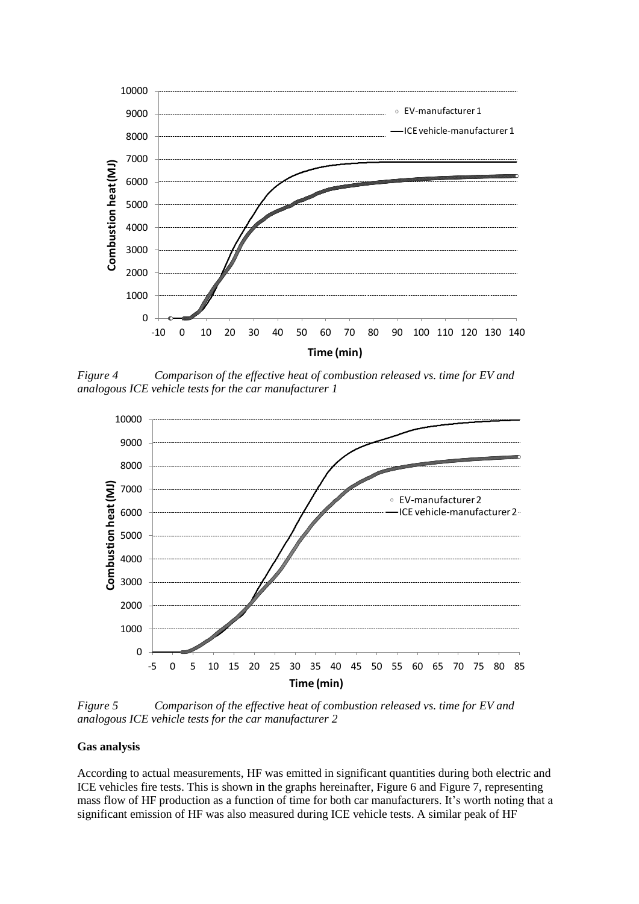*Figure 4 Comparison of the effective heat of combustion released vs. time for EV and analogous ICE vehicle tests for the car manufacturer 1*

*Figure 5 Comparison of the effective heat of combustion released vs. time for EV and analogous ICE vehicle tests for the car manufacturer 2*

**Gas analysis**

According to actual measurements, HF was emitted in significant quantities during both electric and ICE vehicles fire tests. This is shown in the graphs hereinafter, Figure 6 and Figure 7, representing mass flow of HF production as a function of time for both car manufacturers. It's worth noting that a significant emission of HF was also measured during ICE vehicle tests. A similar peak of HF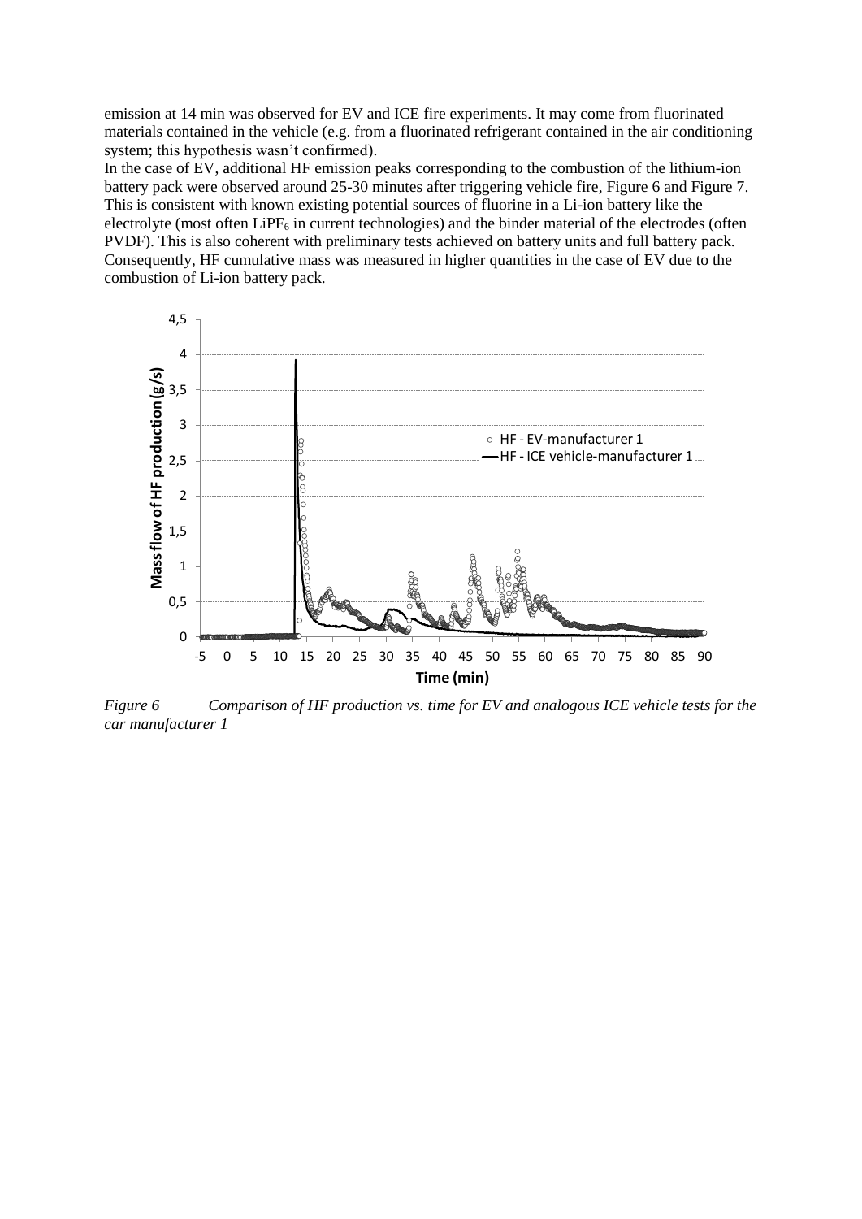emission at 14 min was observed for EV and ICE fire experiments. It may come from fluorinated materials contained in the vehicle (e.g. from a fluorinated refrigerant contained in the air conditioning system; this hypothesis wasn't confirmed).

In the case of EV, additional HF emission peaks corresponding to the combustion of the lithium-ion battery pack were observed around 25-30 minutes after triggering vehicle fire, Figure 6 and Figure 7. This is consistent with known existing potential sources of fluorine in a Li-ion battery like the electrolyte (most often $LiPF_6$ in current technologies) and the binder material of the electrodes (often PVDF). This is also coherent with preliminary tests achieved on battery units and full battery pack. Consequently, HF cumulative mass was measured in higher quantities in the case of EV due to the combustion of Li-ion battery pack.

*Figure 6 Comparison of HF production vs. time for EV and analogous ICE vehicle tests for the car manufacturer 1*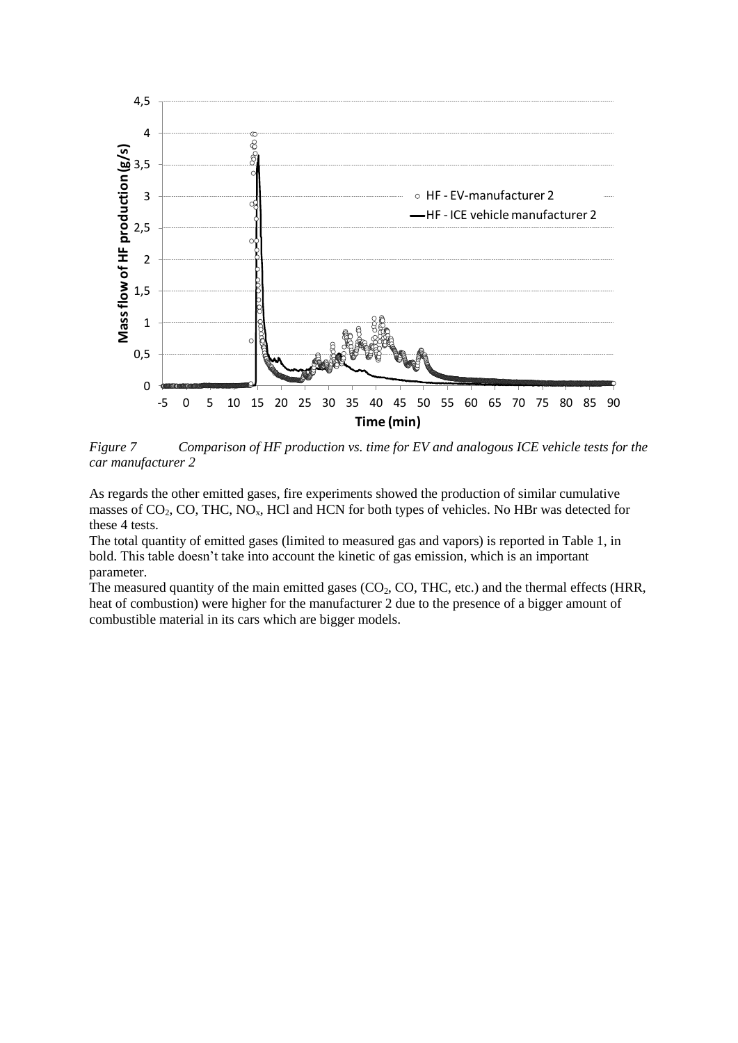*Figure 7 Comparison of HF production vs. time for EV and analogous ICE vehicle tests for the car manufacturer 2*

As regards the other emitted gases, fire experiments showed the production of similar cumulative masses of $CO_2$, CO, THC, $NO_x$, HCl and HCN for both types of vehicles. No HBr was detected for these 4 tests.

The total quantity of emitted gases (limited to measured gas and vapors) is reported in Table 1, in bold. This table doesn't take into account the kinetic of gas emission, which is an important parameter.

The measured quantity of the main emitted gases ($CO_2$, CO, THC, etc.) and the thermal effects (HRR, heat of combustion) were higher for the manufacturer 2 due to the presence of a bigger amount of combustible material in its cars which are bigger models.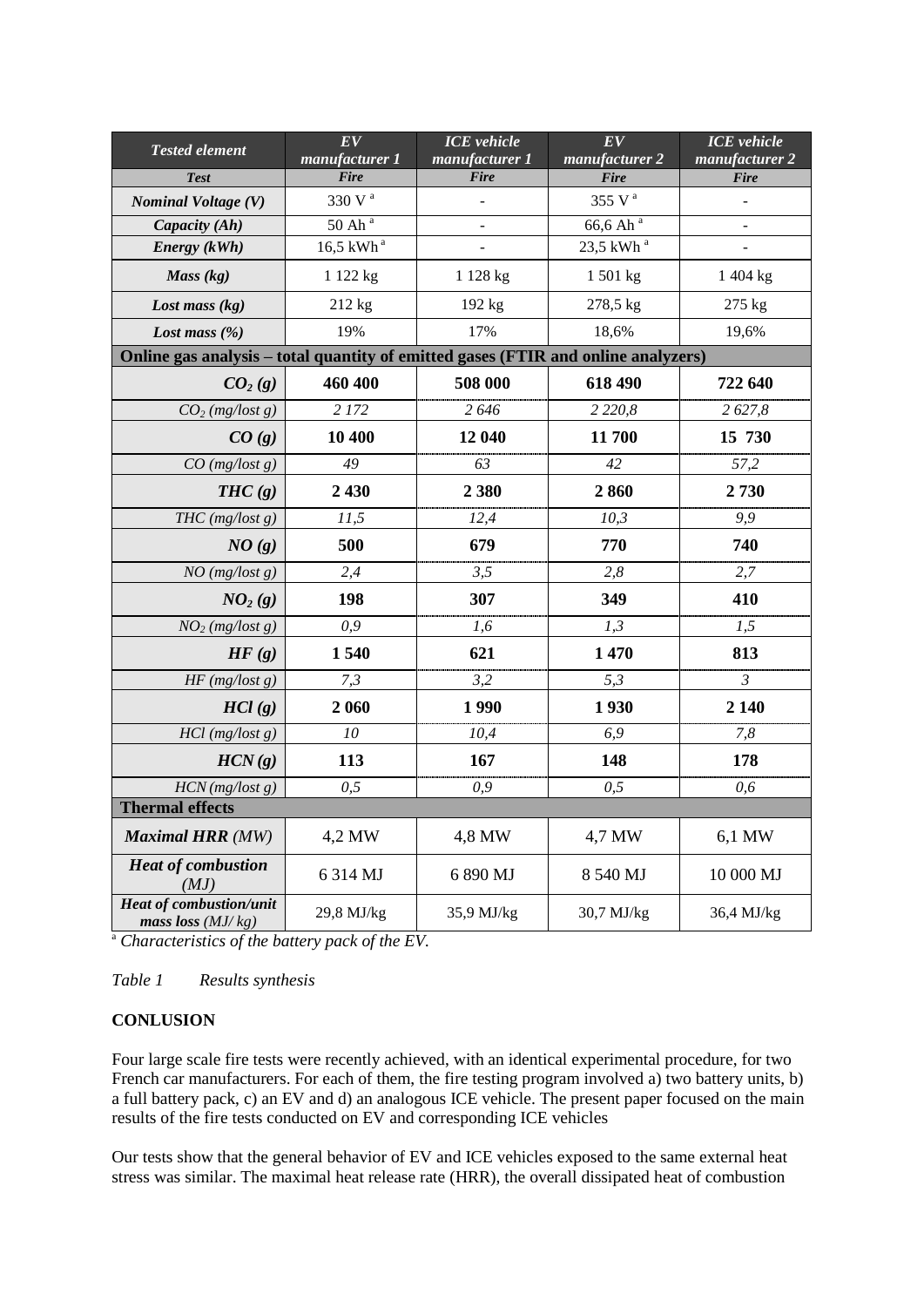| *Tested element* | *EV manufacturer 1* | *ICE vehicle manufacturer 1* | *EV manufacturer 2* | *ICE vehicle manufacturer 2* |
|---|---|---|---|---|
| ***Test*** | ***Fire*** | ***Fire*** | ***Fire*** | ***Fire*** |
| ***Nominal Voltage (V)*** | 330 V [a] | - | 355 V [a] | - |
| ***Capacity (Ah)*** | 50 Ah [a] | - | 66,6 Ah [a] | - |
| ***Energy (kWh)*** | 16,5 kWh [a] | - | 23,5 kWh [a] | - |
| ***Mass (kg)*** | 1 122 kg | 1 128 kg | 1 501 kg | 1 404 kg |
| ***Lost mass (kg)*** | 212 kg | 192 kg | 278,5 kg | 275 kg |
| ***Lost mass (%)*** | 19% | 17% | 18,6% | 19,6% |
| **Online gas analysis – total quantity of emitted gases (FTIR and online analyzers)** | | | | |
| ***$CO_2$ (g)*** | **460 400** | **508 000** | **618 490** | **722 640** |
| *$CO_2$ (mg/lost g)* | *2 172* | *2 646* | *2 220,8* | *2 627,8* |
| ***CO (g)*** | **10 400** | **12 040** | **11 700** | **15 730** |
| *CO (mg/lost g)* | *49* | *63* | *42* | *57,2* |
| ***THC (g)*** | **2 430** | **2 380** | **2 860** | **2 730** |
| *THC (mg/lost g)* | *11,5* | *12,4* | *10,3* | *9,9* |
| ***NO (g)*** | **500** | **679** | **770** | **740** |
| *NO (mg/lost g)* | *2,4* | *3,5* | *2,8* | *2,7* |
| ***$NO_2$ (g)*** | **198** | **307** | **349** | **410** |
| *$NO_2$ (mg/lost g)* | *0,9* | *1,6* | *1,3* | *1,5* |
| ***HF (g)*** | **1 540** | **621** | **1 470** | **813** |
| *HF (mg/lost g)* | *7,3* | *3,2* | *5,3* | *3* |
| ***HCl (g)*** | **2 060** | **1 990** | **1 930** | **2 140** |
| *HCl (mg/lost g)* | *10* | *10,4* | *6,9* | *7,8* |
| ***HCN (g)*** | **113** | **167** | **148** | **178** |
| *HCN (mg/lost g)* | *0,5* | *0,9* | *0,5* | *0,6* |
| **Thermal effects** | | | | |
| ***Maximal HRR** (MW)* | 4,2 MW | 4,8 MW | 4,7 MW | 6,1 MW |
| ***Heat of combustion** (MJ)* | 6 314 MJ | 6 890 MJ | 8 540 MJ | 10 000 MJ |
| ***Heat of combustion/unit mass loss** (MJ/ kg)* | 29,8 MJ/kg | 35,9 MJ/kg | 30,7 MJ/kg | 36,4 MJ/kg |

[a] *Characteristics of the battery pack of the EV.*

*Table 1 Results synthesis*

**CONLUSION**

Four large scale fire tests were recently achieved, with an identical experimental procedure, for two French car manufacturers. For each of them, the fire testing program involved a) two battery units, b) a full battery pack, c) an EV and d) an analogous ICE vehicle. The present paper focused on the main results of the fire tests conducted on EV and corresponding ICE vehicles

Our tests show that the general behavior of EV and ICE vehicles exposed to the same external heat stress was similar. The maximal heat release rate (HRR), the overall dissipated heat of combustion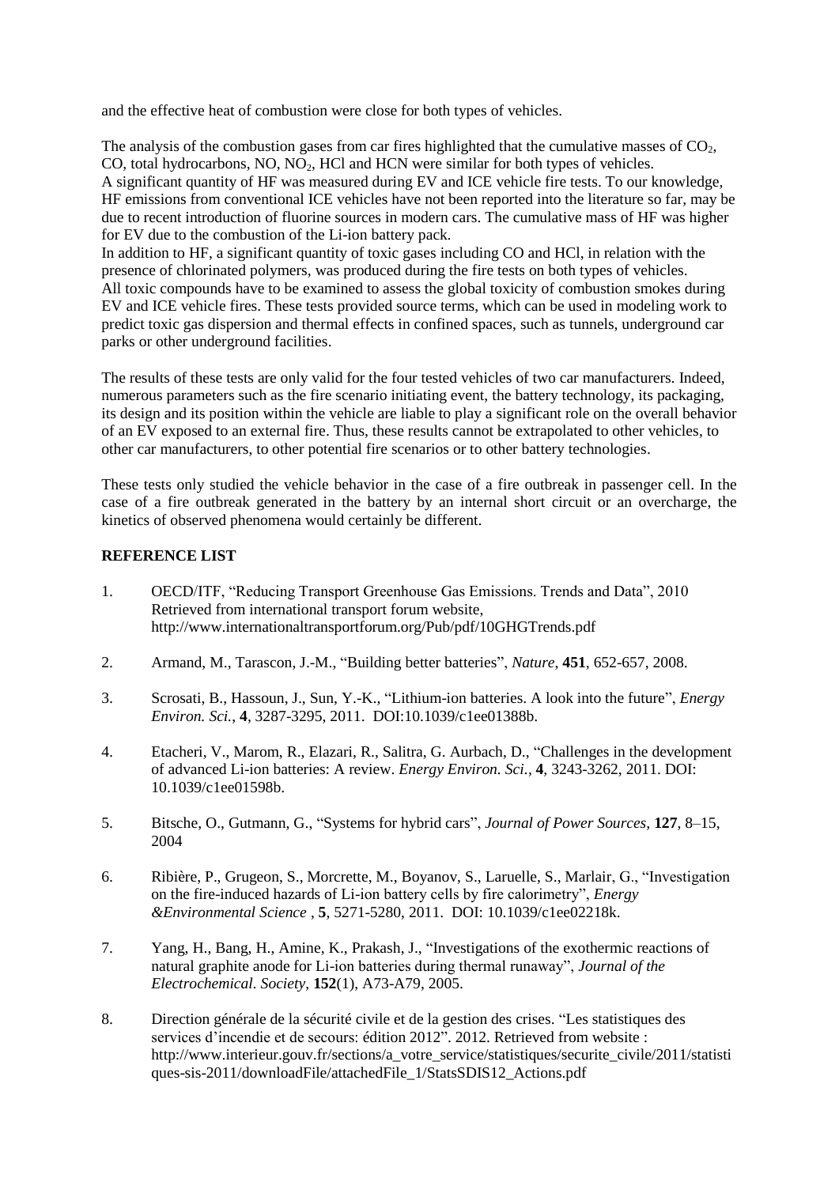and the effective heat of combustion were close for both types of vehicles.

The analysis of the combustion gases from car fires highlighted that the cumulative masses of $CO_2$, CO, total hydrocarbons, NO, $NO_2$, HCl and HCN were similar for both types of vehicles. A significant quantity of HF was measured during EV and ICE vehicle fire tests. To our knowledge, HF emissions from conventional ICE vehicles have not been reported into the literature so far, may be due to recent introduction of fluorine sources in modern cars. The cumulative mass of HF was higher for EV due to the combustion of the Li-ion battery pack.
In addition to HF, a significant quantity of toxic gases including CO and HCl, in relation with the presence of chlorinated polymers, was produced during the fire tests on both types of vehicles.
All toxic compounds have to be examined to assess the global toxicity of combustion smokes during EV and ICE vehicle fires. These tests provided source terms, which can be used in modeling work to predict toxic gas dispersion and thermal effects in confined spaces, such as tunnels, underground car parks or other underground facilities.

The results of these tests are only valid for the four tested vehicles of two car manufacturers. Indeed, numerous parameters such as the fire scenario initiating event, the battery technology, its packaging, its design and its position within the vehicle are liable to play a significant role on the overall behavior of an EV exposed to an external fire. Thus, these results cannot be extrapolated to other vehicles, to other car manufacturers, to other potential fire scenarios or to other battery technologies.

These tests only studied the vehicle behavior in the case of a fire outbreak in passenger cell. In the case of a fire outbreak generated in the battery by an internal short circuit or an overcharge, the kinetics of observed phenomena would certainly be different.

**REFERENCE LIST**

1. OECD/ITF, "Reducing Transport Greenhouse Gas Emissions. Trends and Data", 2010 Retrieved from international transport forum website, http://www.internationaltransportforum.org/Pub/pdf/10GHGTrends.pdf

2. Armand, M., Tarascon, J.-M., "Building better batteries", *Nature*, **451**, 652-657, 2008.

3. Scrosati, B., Hassoun, J., Sun, Y.-K., "Lithium-ion batteries. A look into the future", *Energy Environ. Sci.*, **4**, 3287-3295, 2011. DOI:10.1039/c1ee01388b.

4. Etacheri, V., Marom, R., Elazari, R., Salitra, G. Aurbach, D., "Challenges in the development of advanced Li-ion batteries: A review. *Energy Environ. Sci.*, **4**, 3243-3262, 2011. DOI: 10.1039/c1ee01598b.

5. Bitsche, O., Gutmann, G., "Systems for hybrid cars", *Journal of Power Sources*, **127**, 8–15, 2004

6. Ribière, P., Grugeon, S., Morcrette, M., Boyanov, S., Laruelle, S., Marlair, G., "Investigation on the fire-induced hazards of Li-ion battery cells by fire calorimetry", *Energy &Environmental Science* , **5**, 5271-5280, 2011. DOI: 10.1039/c1ee02218k.

7. Yang, H., Bang, H., Amine, K., Prakash, J., "Investigations of the exothermic reactions of natural graphite anode for Li-ion batteries during thermal runaway", *Journal of the Electrochemical. Society*, **152**(1), A73-A79, 2005.

8. Direction générale de la sécurité civile et de la gestion des crises. "Les statistiques des services d'incendie et de secours: édition 2012". 2012. Retrieved from website : http://www.interieur.gouv.fr/sections/a_votre_service/statistiques/securite_civile/2011/statistiques-sis-2011/downloadFile/attachedFile_1/StatsSDIS12_Actions.pdf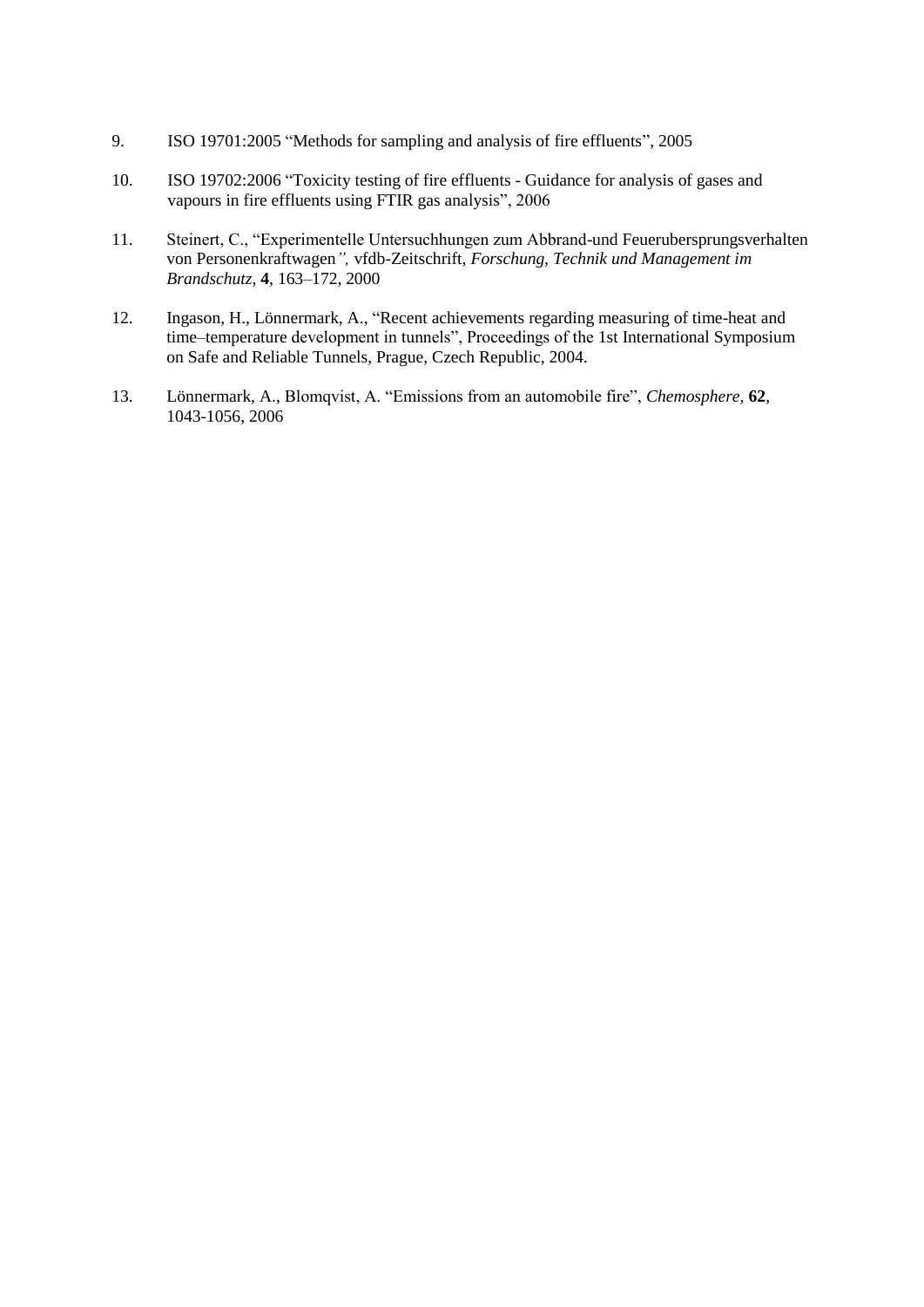9. ISO 19701:2005 "Methods for sampling and analysis of fire effluents", 2005

10. ISO 19702:2006 "Toxicity testing of fire effluents - Guidance for analysis of gases and vapours in fire effluents using FTIR gas analysis", 2006

11. Steinert, C., "Experimentelle Untersuchhungen zum Abbrand-und Feuerubersprungsverhalten von Personenkraftwagen", vfdb-Zeitschrift, *Forschung, Technik und Management im Brandschutz*, **4**, 163–172, 2000

12. Ingason, H., Lönnermark, A., "Recent achievements regarding measuring of time-heat and time–temperature development in tunnels", Proceedings of the 1st International Symposium on Safe and Reliable Tunnels, Prague, Czech Republic, 2004.

13. Lönnermark, A., Blomqvist, A. "Emissions from an automobile fire", *Chemosphere*, **62**, 1043-1056, 2006